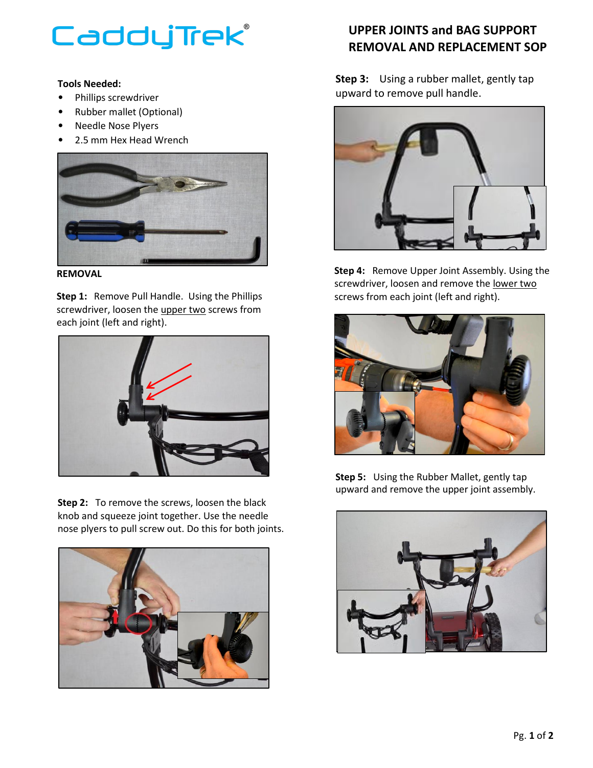CaddyTrek®

# UPPER JOINTS and BAG SUPPORT REMOVAL AND REPLACEMENT SOP

**Tools Needed:**

- Phillips screwdriver
- Rubber mallet (Optional)
- Needle Nose Plyers
- 2.5 mm Hex Head Wrench

**REMOVAL**

**Step 1:** Remove Pull Handle. Using the Phillips screwdriver, loosen the upper two screws from each joint (left and right).

**Step 2:** To remove the screws, loosen the black knob and squeeze joint together. Use the needle nose plyers to pull screw out. Do this for both joints.

**Step 3:** Using a rubber mallet, gently tap upward to remove pull handle.

**Step 4:** Remove Upper Joint Assembly. Using the screwdriver, loosen and remove the lower two screws from each joint (left and right).

**Step 5:** Using the Rubber Mallet, gently tap upward and remove the upper joint assembly.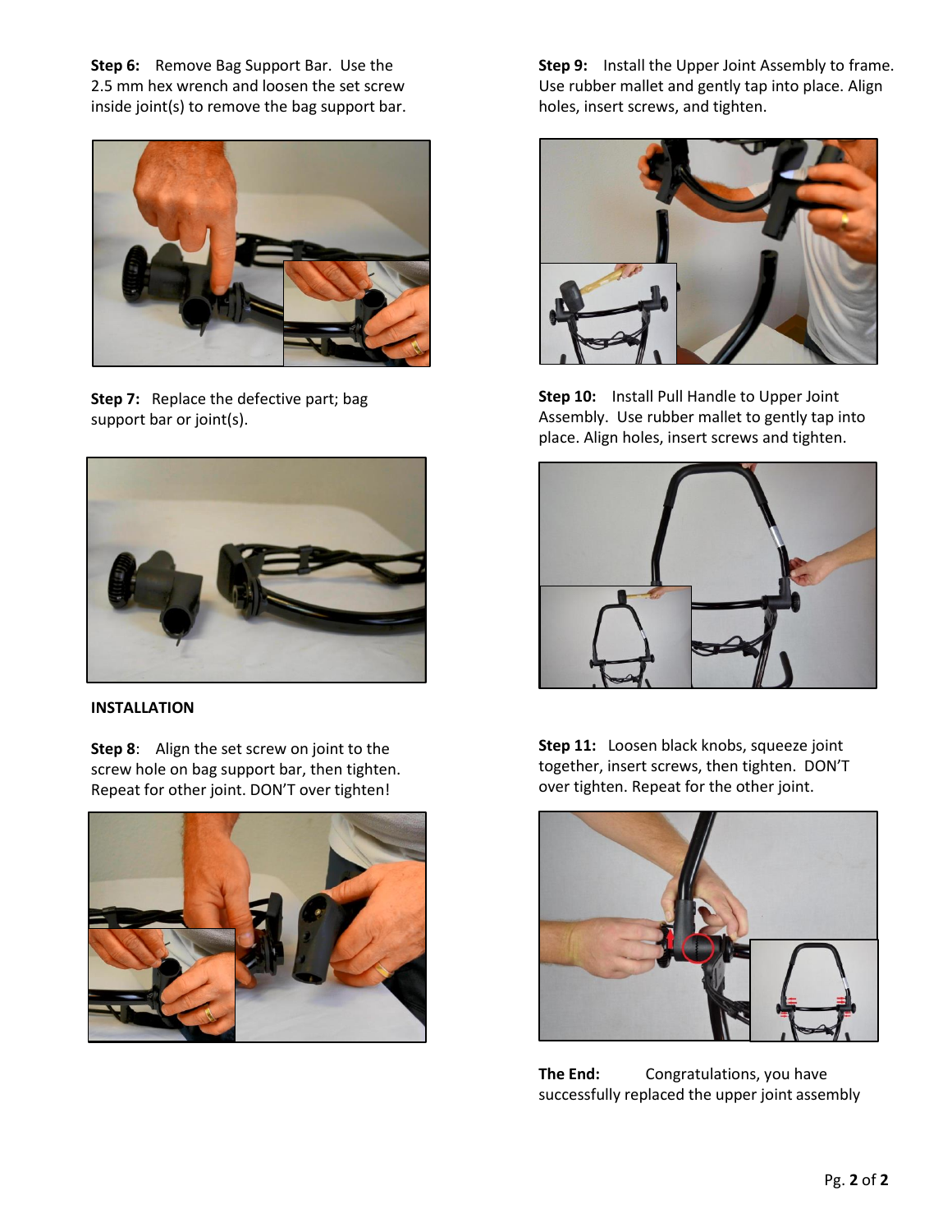**Step 6:** Remove Bag Support Bar. Use the 2.5 mm hex wrench and loosen the set screw inside joint(s) to remove the bag support bar.

**Step 7:** Replace the defective part; bag support bar or joint(s).

**INSTALLATION**

**Step 8**: Align the set screw on joint to the screw hole on bag support bar, then tighten. Repeat for other joint. DON'T over tighten!

**Step 9:** Install the Upper Joint Assembly to frame. Use rubber mallet and gently tap into place. Align holes, insert screws, and tighten.

**Step 10:** Install Pull Handle to Upper Joint Assembly. Use rubber mallet to gently tap into place. Align holes, insert screws and tighten.

**Step 11:** Loosen black knobs, squeeze joint together, insert screws, then tighten. DON'T over tighten. Repeat for the other joint.

**The End:** Congratulations, you have successfully replaced the upper joint assembly